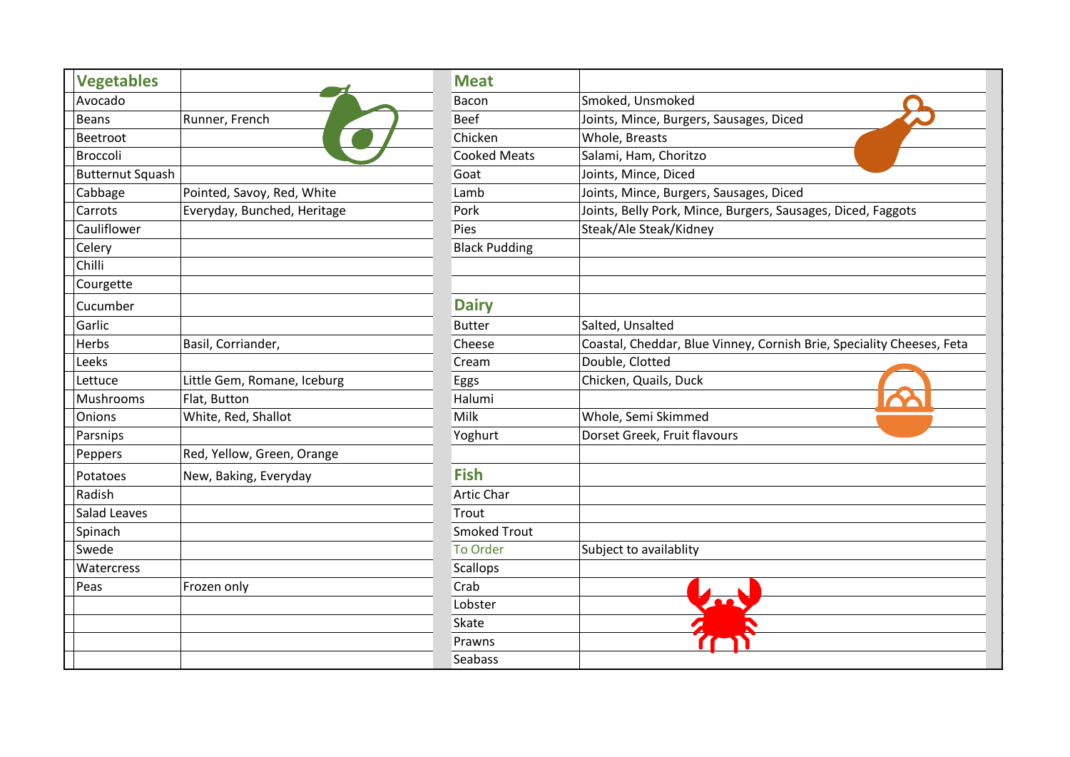| Vegetables | |
|---|---|
| Avocado | |
| Beans | Runner, French |
| Beetroot | |
| Broccoli | |
| Butternut Squash | |
| Cabbage | Pointed, Savoy, Red, White |
| Carrots | Everyday, Bunched, Heritage |
| Cauliflower | |
| Celery | |
| Chilli | |
| Courgette | |
| Cucumber | |
| Garlic | |
| Herbs | Basil, Corriander, |
| Leeks | |
| Lettuce | Little Gem, Romane, Iceburg |
| Mushrooms | Flat, Button |
| Onions | White, Red, Shallot |
| Parsnips | |
| Peppers | Red, Yellow, Green, Orange |
| Potatoes | New, Baking, Everyday |
| Radish | |
| Salad Leaves | |
| Spinach | |
| Swede | |
| Watercress | |
| Peas | Frozen only |

| Meat | |
|---|---|
| Bacon | Smoked, Unsmoked |
| Beef | Joints, Mince, Burgers, Sausages, Diced |
| Chicken | Whole, Breasts |
| Cooked Meats | Salami, Ham, Choritzo |
| Goat | Joints, Mince, Diced |
| Lamb | Joints, Mince, Burgers, Sausages, Diced |
| Pork | Joints, Belly Pork, Mince, Burgers, Sausages, Diced, Faggots |
| Pies | Steak/Ale Steak/Kidney |
| Black Pudding | |

| Dairy | |
|---|---|
| Butter | Salted, Unsalted |
| Cheese | Coastal, Cheddar, Blue Vinney, Cornish Brie, Speciality Cheeses, Feta |
| Cream | Double, Clotted |
| Eggs | Chicken, Quails, Duck |
| Halumi | |
| Milk | Whole, Semi Skimmed |
| Yoghurt | Dorset Greek, Fruit flavours |

| Fish | |
|---|---|
| Artic Char | |
| Trout | |
| Smoked Trout | |
| To Order | Subject to availablity |
| Scallops | |
| Crab | |
| Lobster | |
| Skate | |
| Prawns | |
| Seabass | |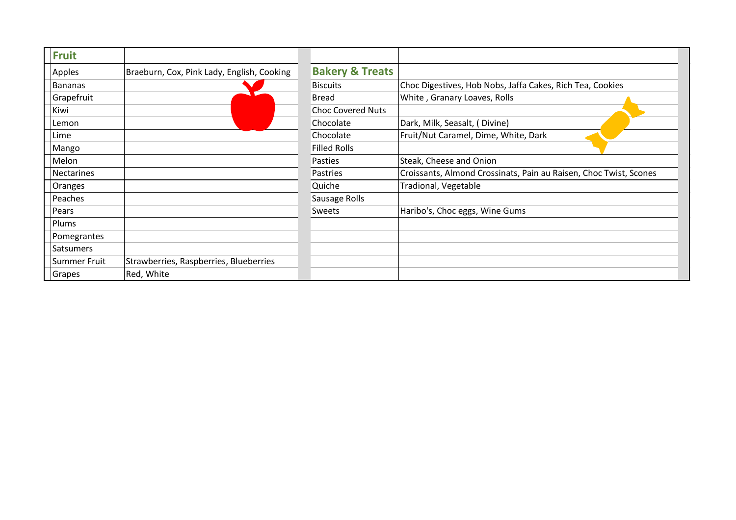| Fruit | | Bakery & Treats | |
|---|---|---|---|
| Apples | Braeburn, Cox, Pink Lady, English, Cooking | | |
| Bananas | | Biscuits | Choc Digestives, Hob Nobs, Jaffa Cakes, Rich Tea, Cookies |
| Grapefruit | | Bread | White , Granary Loaves, Rolls |
| Kiwi | | Choc Covered Nuts | |
| Lemon | | Chocolate | Dark, Milk, Seasalt, ( Divine) |
| Lime | | Chocolate | Fruit/Nut Caramel, Dime, White, Dark |
| Mango | | Filled Rolls | |
| Melon | | Pasties | Steak, Cheese and Onion |
| Nectarines | | Pastries | Croissants, Almond Crossinats, Pain au Raisen, Choc Twist, Scones |
| Oranges | | Quiche | Tradional, Vegetable |
| Peaches | | Sausage Rolls | |
| Pears | | Sweets | Haribo's, Choc eggs, Wine Gums |
| Plums | | | |
| Pomegrantes | | | |
| Satsumers | | | |
| Summer Fruit | Strawberries, Raspberries, Blueberries | | |
| Grapes | Red, White | | |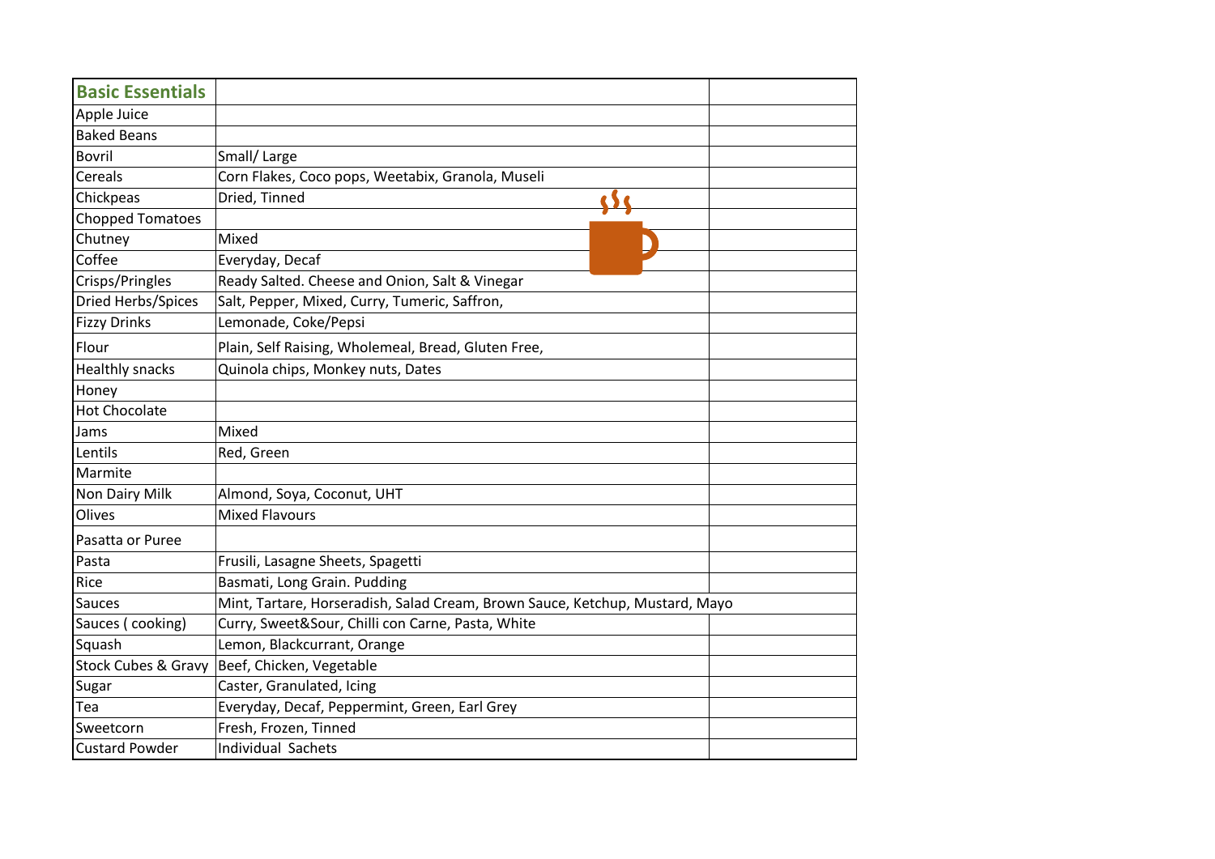| **Basic Essentials** | | |
| --- | --- | --- |
| Apple Juice | | |
| Baked Beans | | |
| Bovril | Small/ Large | |
| Cereals | Corn Flakes, Coco pops, Weetabix, Granola, Museli | |
| Chickpeas | Dried, Tinned | |
| Chopped Tomatoes | | |
| Chutney | Mixed | |
| Coffee | Everyday, Decaf | |
| Crisps/Pringles | Ready Salted. Cheese and Onion, Salt & Vinegar | |
| Dried Herbs/Spices | Salt, Pepper, Mixed, Curry, Tumeric, Saffron, | |
| Fizzy Drinks | Lemonade, Coke/Pepsi | |
| Flour | Plain, Self Raising, Wholemeal, Bread, Gluten Free, | |
| Healthly snacks | Quinola chips, Monkey nuts, Dates | |
| Honey | | |
| Hot Chocolate | | |
| Jams | Mixed | |
| Lentils | Red, Green | |
| Marmite | | |
| Non Dairy Milk | Almond, Soya, Coconut, UHT | |
| Olives | Mixed Flavours | |
| Pasatta or Puree | | |
| Pasta | Frusili, Lasagne Sheets, Spagetti | |
| Rice | Basmati, Long Grain. Pudding | |
| Sauces | Mint, Tartare, Horseradish, Salad Cream, Brown Sauce, Ketchup, Mustard, Mayo | |
| Sauces ( cooking) | Curry, Sweet&Sour, Chilli con Carne, Pasta, White | |
| Squash | Lemon, Blackcurrant, Orange | |
| Stock Cubes & Gravy | Beef, Chicken, Vegetable | |
| Sugar | Caster, Granulated, Icing | |
| Tea | Everyday, Decaf, Peppermint, Green, Earl Grey | |
| Sweetcorn | Fresh, Frozen, Tinned | |
| Custard Powder | Individual Sachets | |